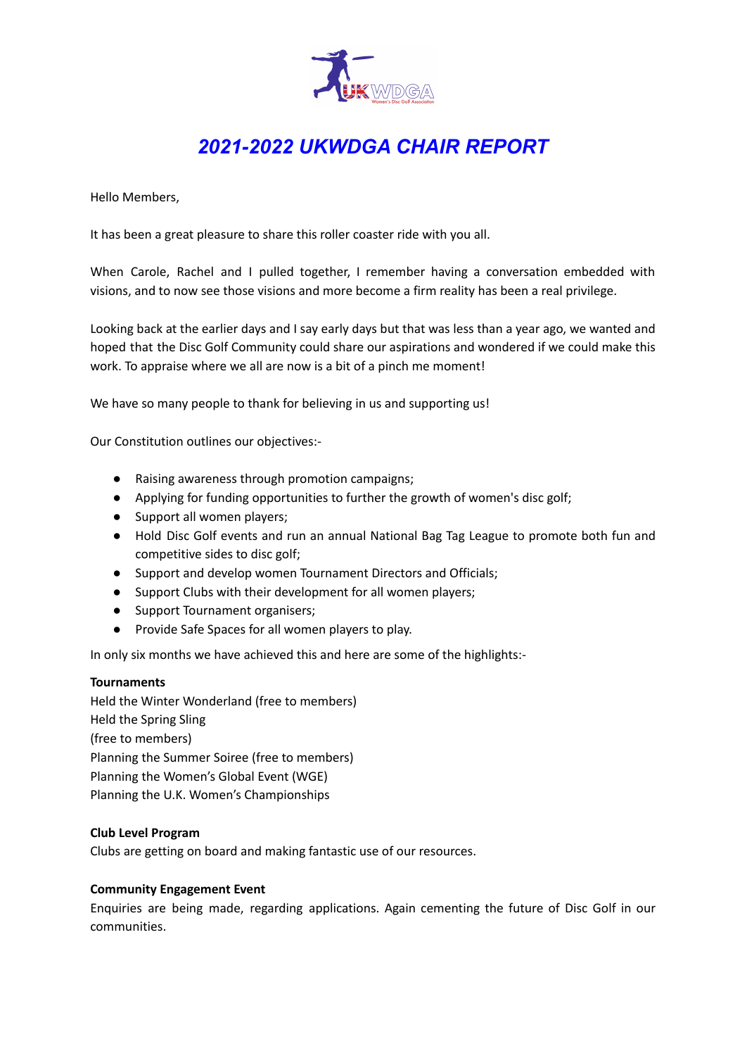# *2021-2022 UKWDGA CHAIR REPORT*

Hello Members,

It has been a great pleasure to share this roller coaster ride with you all.

When Carole, Rachel and I pulled together, I remember having a conversation embedded with visions, and to now see those visions and more become a firm reality has been a real privilege.

Looking back at the earlier days and I say early days but that was less than a year ago, we wanted and hoped that the Disc Golf Community could share our aspirations and wondered if we could make this work. To appraise where we all are now is a bit of a pinch me moment!

We have so many people to thank for believing in us and supporting us!

Our Constitution outlines our objectives:-

- Raising awareness through promotion campaigns;
- Applying for funding opportunities to further the growth of women's disc golf;
- Support all women players;
- Hold Disc Golf events and run an annual National Bag Tag League to promote both fun and competitive sides to disc golf;
- Support and develop women Tournament Directors and Officials;
- Support Clubs with their development for all women players;
- Support Tournament organisers;
- Provide Safe Spaces for all women players to play.

In only six months we have achieved this and here are some of the highlights:-

**Tournaments**

Held the Winter Wonderland (free to members)
Held the Spring Sling
(free to members)
Planning the Summer Soiree (free to members)
Planning the Women's Global Event (WGE)
Planning the U.K. Women's Championships

**Club Level Program**

Clubs are getting on board and making fantastic use of our resources.

**Community Engagement Event**

Enquiries are being made, regarding applications. Again cementing the future of Disc Golf in our communities.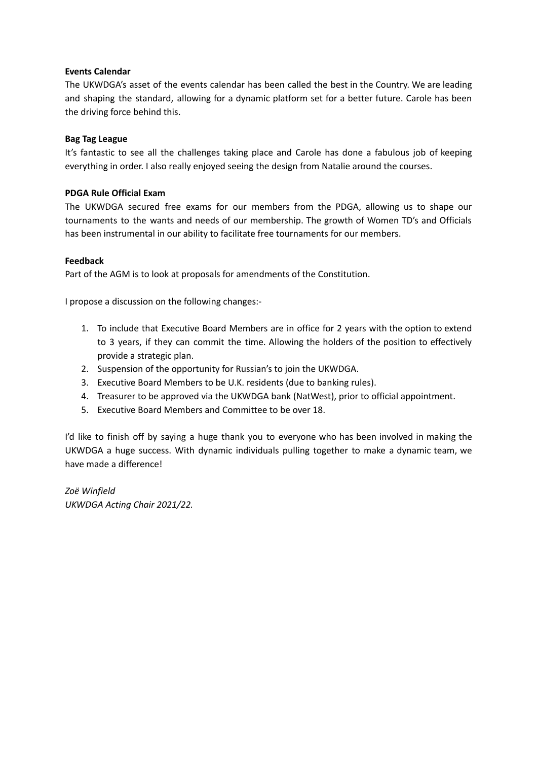**Events Calendar**

The UKWDGA's asset of the events calendar has been called the best in the Country. We are leading and shaping the standard, allowing for a dynamic platform set for a better future. Carole has been the driving force behind this.

**Bag Tag League**

It's fantastic to see all the challenges taking place and Carole has done a fabulous job of keeping everything in order. I also really enjoyed seeing the design from Natalie around the courses.

**PDGA Rule Official Exam**

The UKWDGA secured free exams for our members from the PDGA, allowing us to shape our tournaments to the wants and needs of our membership. The growth of Women TD's and Officials has been instrumental in our ability to facilitate free tournaments for our members.

**Feedback**

Part of the AGM is to look at proposals for amendments of the Constitution.

I propose a discussion on the following changes:-

1. To include that Executive Board Members are in office for 2 years with the option to extend to 3 years, if they can commit the time. Allowing the holders of the position to effectively provide a strategic plan.
2. Suspension of the opportunity for Russian's to join the UKWDGA.
3. Executive Board Members to be U.K. residents (due to banking rules).
4. Treasurer to be approved via the UKWDGA bank (NatWest), prior to official appointment.
5. Executive Board Members and Committee to be over 18.

I'd like to finish off by saying a huge thank you to everyone who has been involved in making the UKWDGA a huge success. With dynamic individuals pulling together to make a dynamic team, we have made a difference!

*Zoë Winfield*
*UKWDGA Acting Chair 2021/22.*